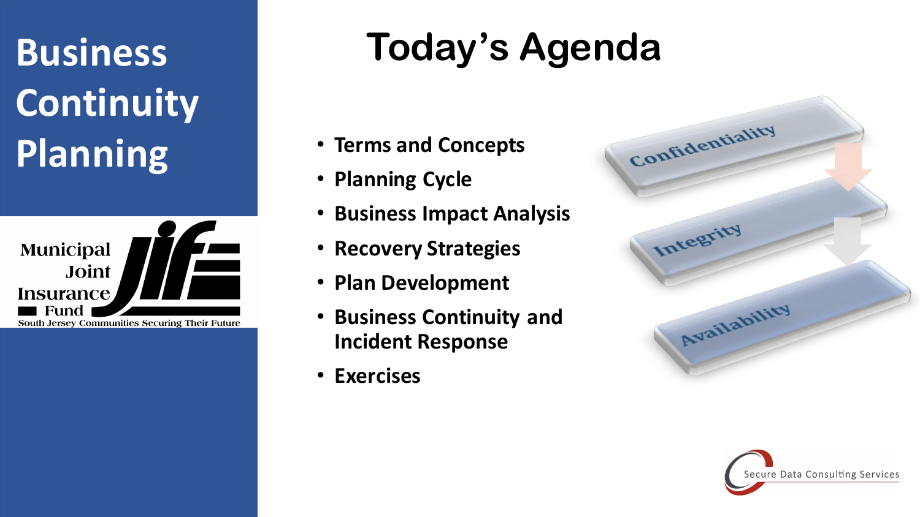# Business Continuity Planning

Municipal Joint Insurance Fund

South Jersey Communities Securing Their Future

## Today's Agenda

- Terms and Concepts
- Planning Cycle
- Business Impact Analysis
- Recovery Strategies
- Plan Development
- Business Continuity and Incident Response
- Exercises

Confidentiality

Integrity

Availability

Secure Data Consulting Services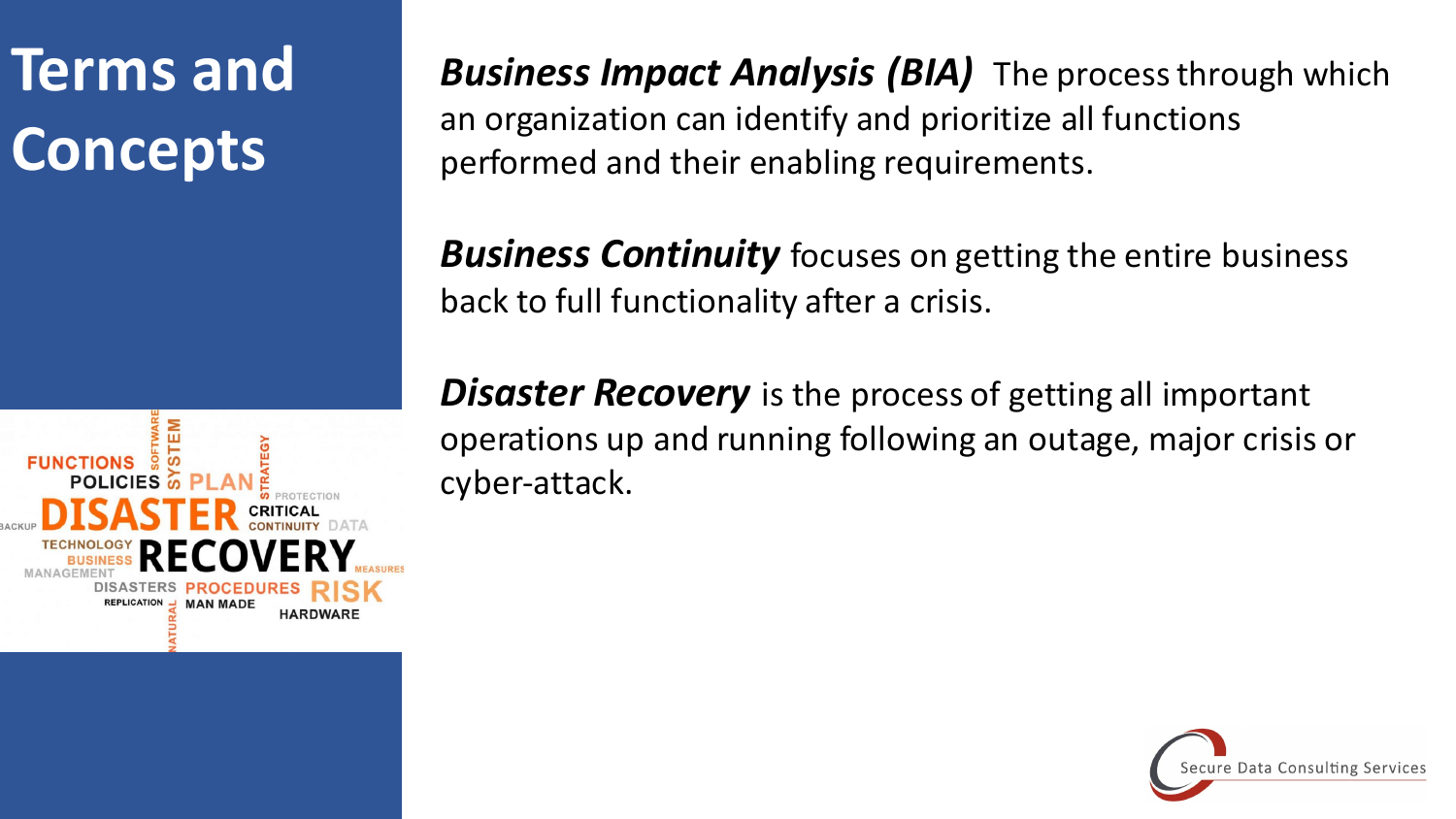# Terms and Concepts

***Business Impact Analysis (BIA)*** The process through which an organization can identify and prioritize all functions performed and their enabling requirements.

***Business Continuity*** focuses on getting the entire business back to full functionality after a crisis.

***Disaster Recovery*** is the process of getting all important operations up and running following an outage, major crisis or cyber-attack.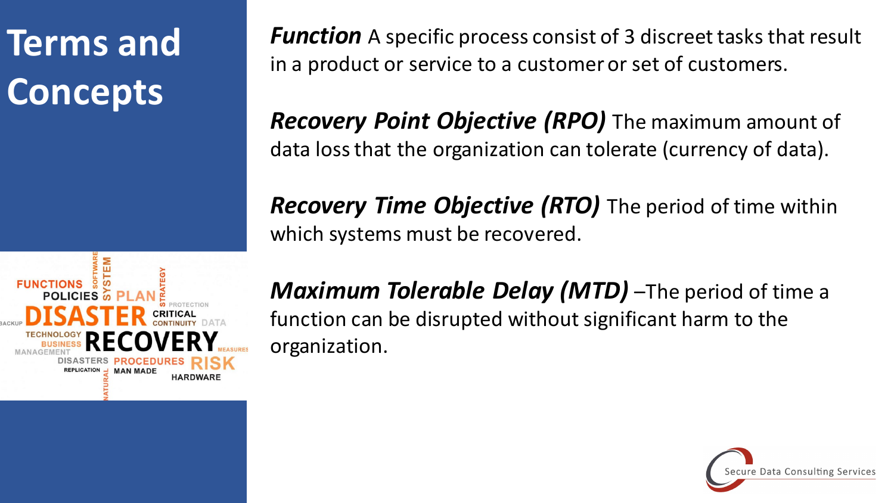# Terms and Concepts

***Function*** A specific process consist of 3 discreet tasks that result in a product or service to a customer or set of customers.

***Recovery Point Objective (RPO)*** The maximum amount of data loss that the organization can tolerate (currency of data).

***Recovery Time Objective (RTO)*** The period of time within which systems must be recovered.

***Maximum Tolerable Delay (MTD)*** –The period of time a function can be disrupted without significant harm to the organization.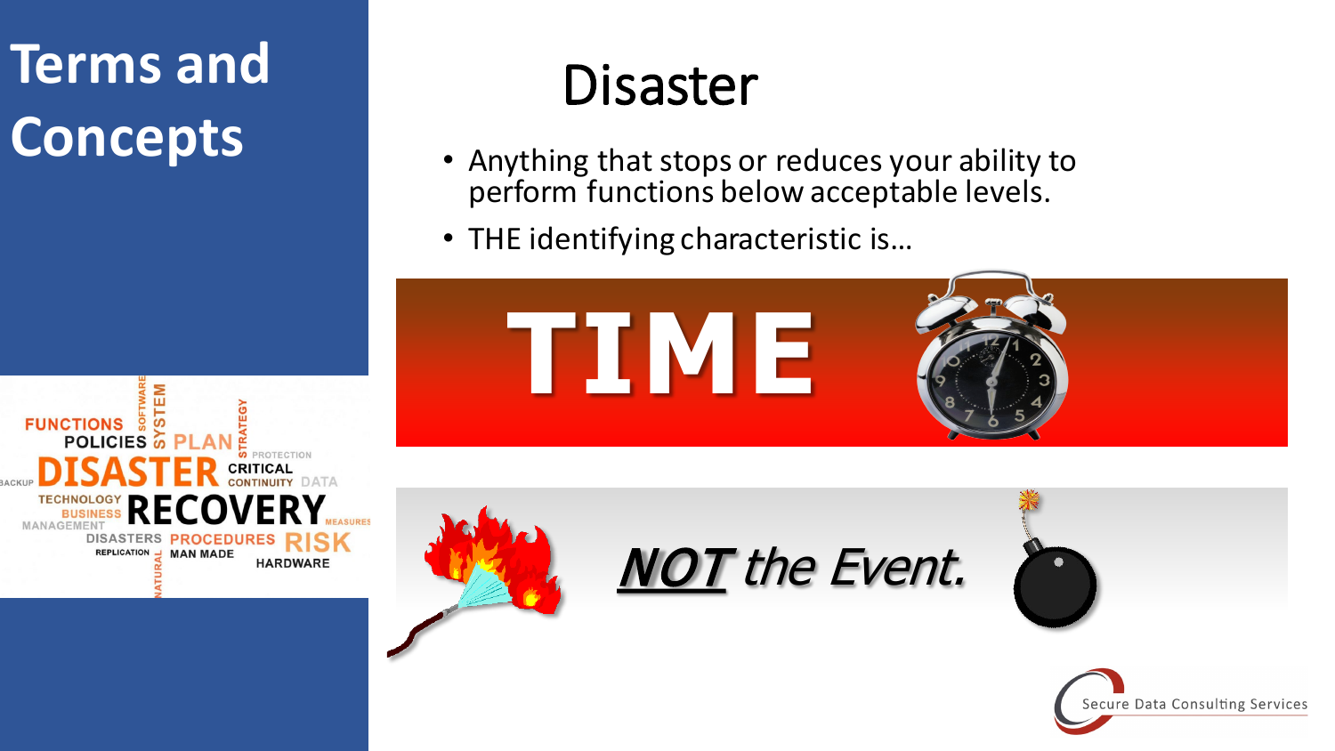# Terms and Concepts

## Disaster

- Anything that stops or reduces your ability to perform functions below acceptable levels.
- THE identifying characteristic is…

**TIME**

***NOT*** *the Event.*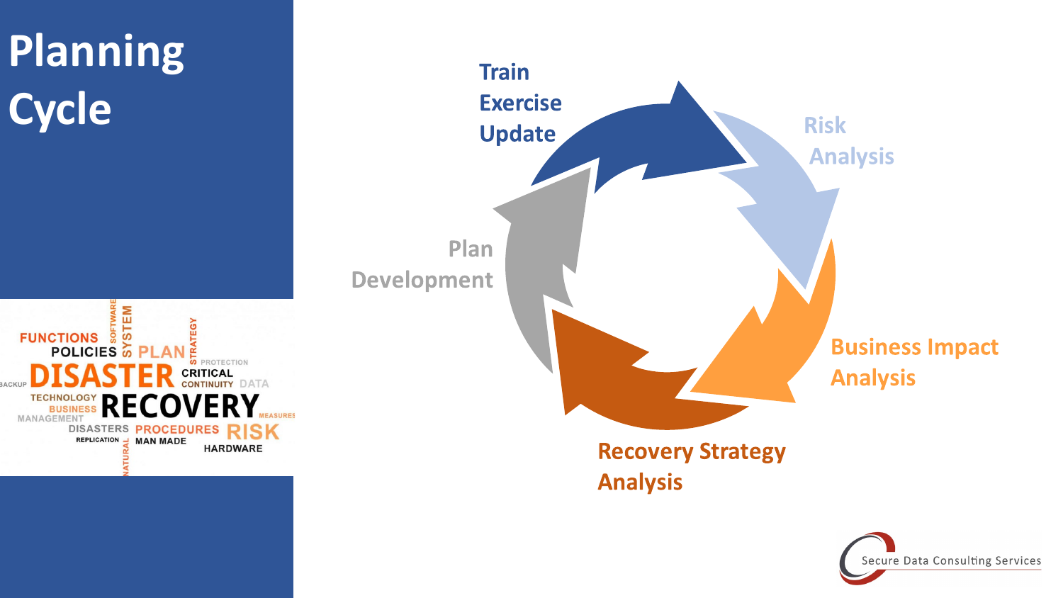# Planning Cycle

- Train Exercise Update
- Risk Analysis
- Business Impact Analysis
- Recovery Strategy Analysis
- Plan Development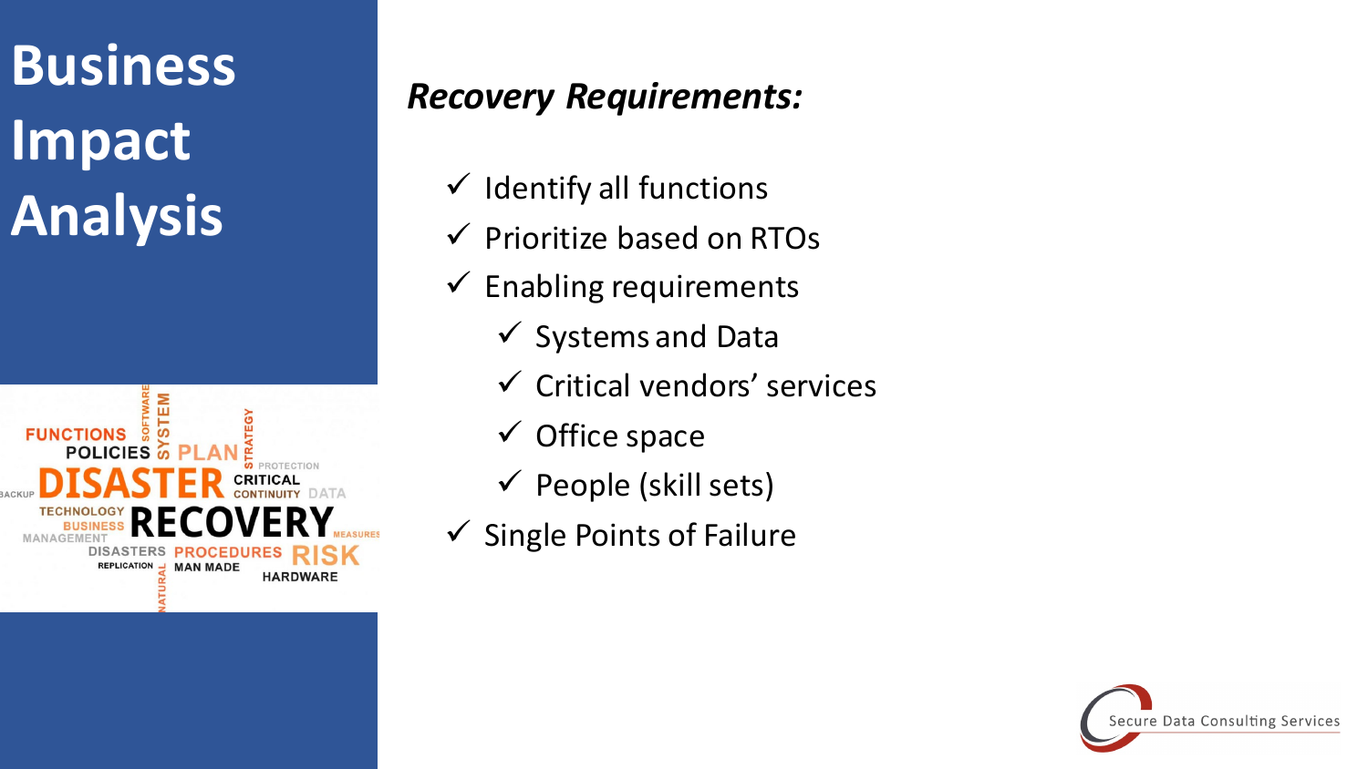# Business Impact Analysis

***Recovery Requirements:***

- ✓ Identify all functions
- ✓ Prioritize based on RTOs
- ✓ Enabling requirements
  - ✓ Systems and Data
  - ✓ Critical vendors' services
  - ✓ Office space
  - ✓ People (skill sets)
- ✓ Single Points of Failure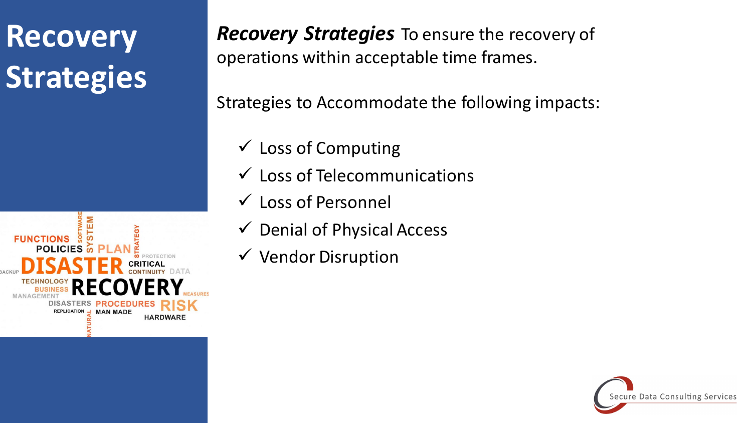# Recovery Strategies

***Recovery Strategies*** To ensure the recovery of operations within acceptable time frames.

Strategies to Accommodate the following impacts:

- ✓ Loss of Computing
- ✓ Loss of Telecommunications
- ✓ Loss of Personnel
- ✓ Denial of Physical Access
- ✓ Vendor Disruption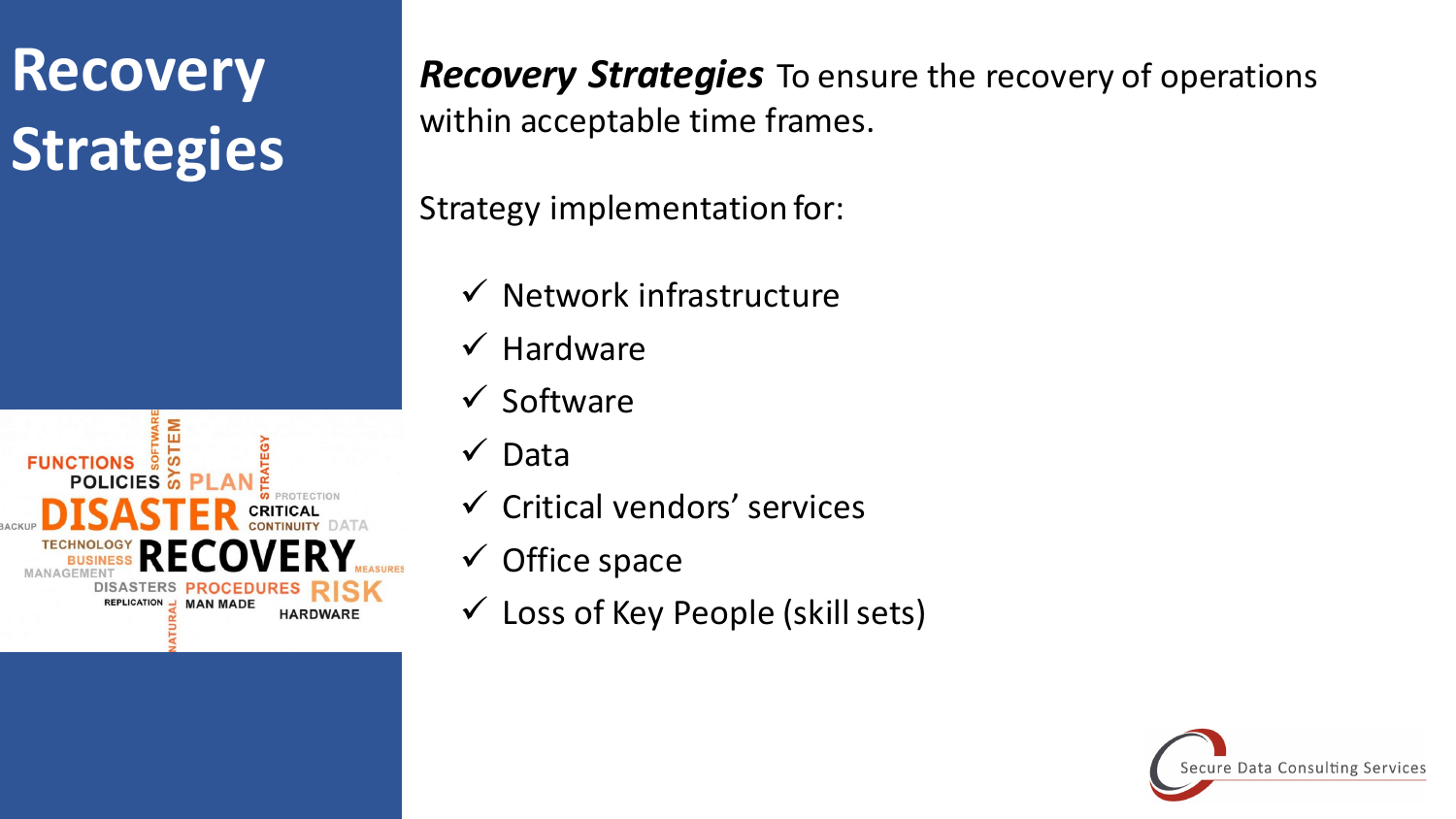# Recovery Strategies

***Recovery Strategies*** To ensure the recovery of operations within acceptable time frames.

Strategy implementation for:

- ✓ Network infrastructure
- ✓ Hardware
- ✓ Software
- ✓ Data
- ✓ Critical vendors' services
- ✓ Office space
- ✓ Loss of Key People (skill sets)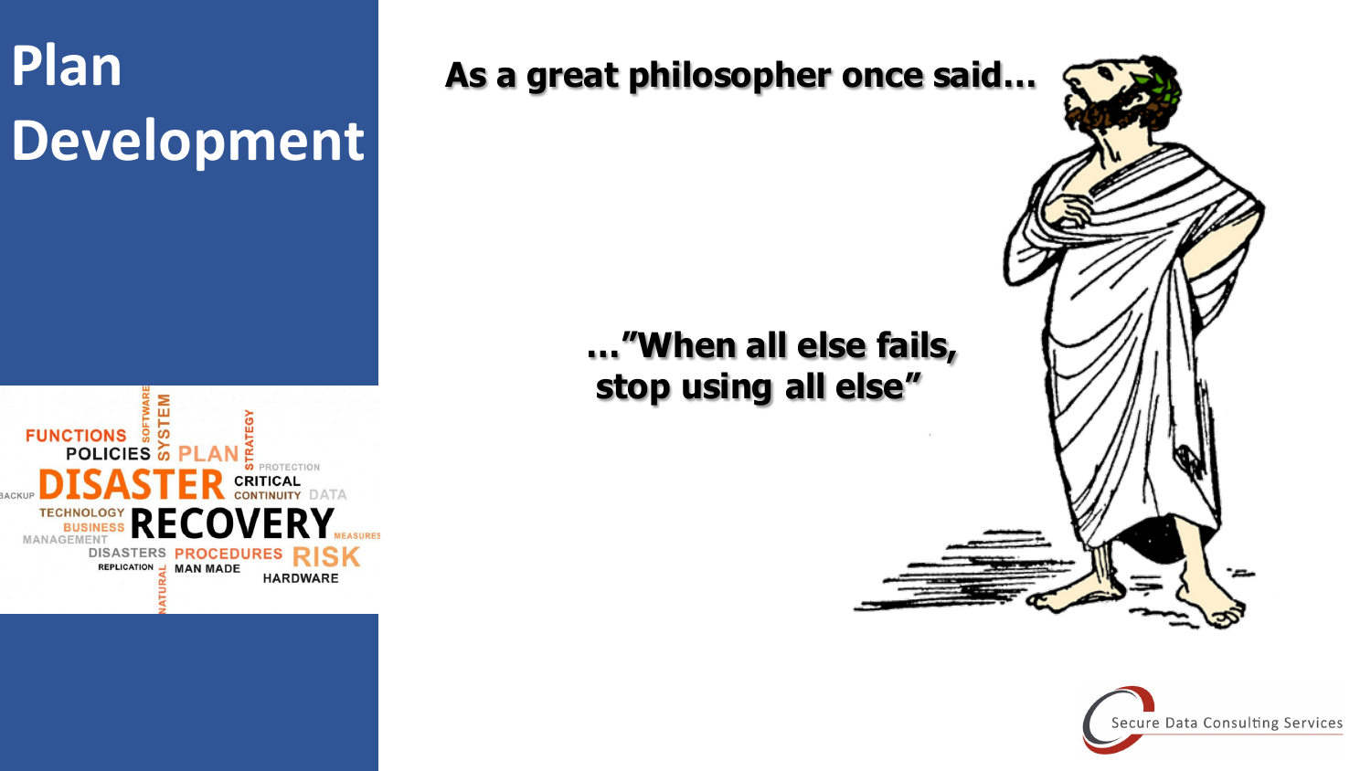# Plan Development

**As a great philosopher once said…**

**…"When all else fails, stop using all else"**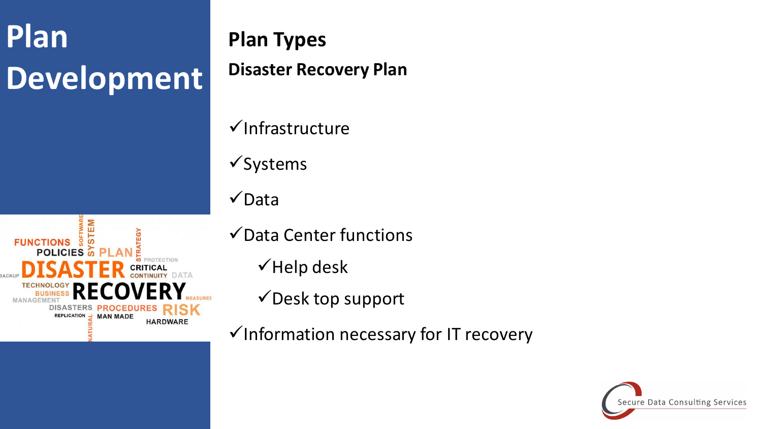# Plan Development

## Plan Types

### Disaster Recovery Plan

- ✓Infrastructure
- ✓Systems
- ✓Data
- ✓Data Center functions
  - ✓Help desk
  - ✓Desk top support
- ✓Information necessary for IT recovery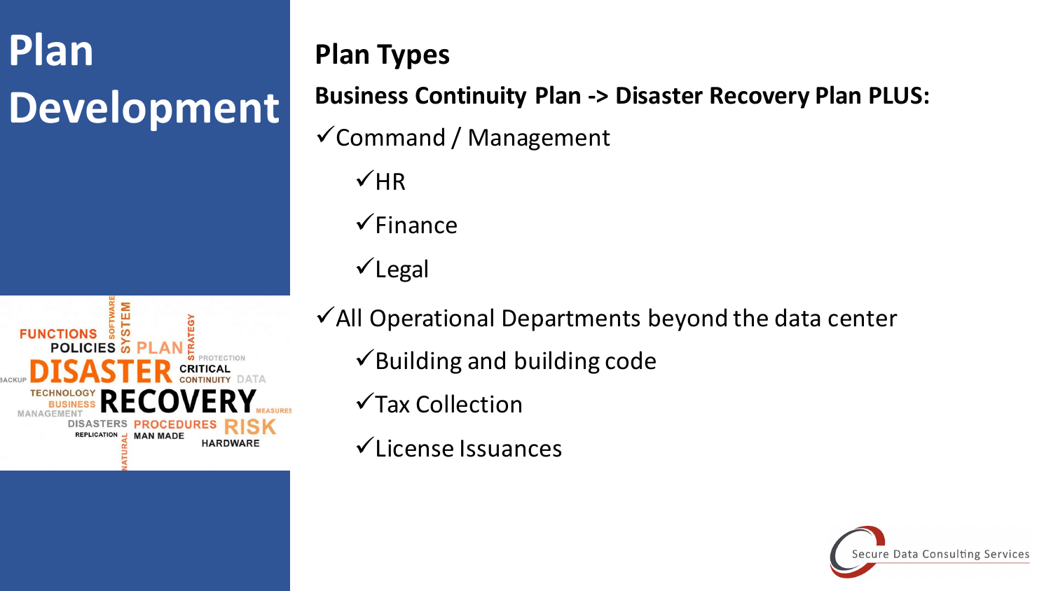# Plan Development

## Plan Types

**Business Continuity Plan -> Disaster Recovery Plan PLUS:**

- ✓Command / Management
  - ✓HR
  - ✓Finance
  - ✓Legal
- ✓All Operational Departments beyond the data center
  - ✓Building and building code
  - ✓Tax Collection
  - ✓License Issuances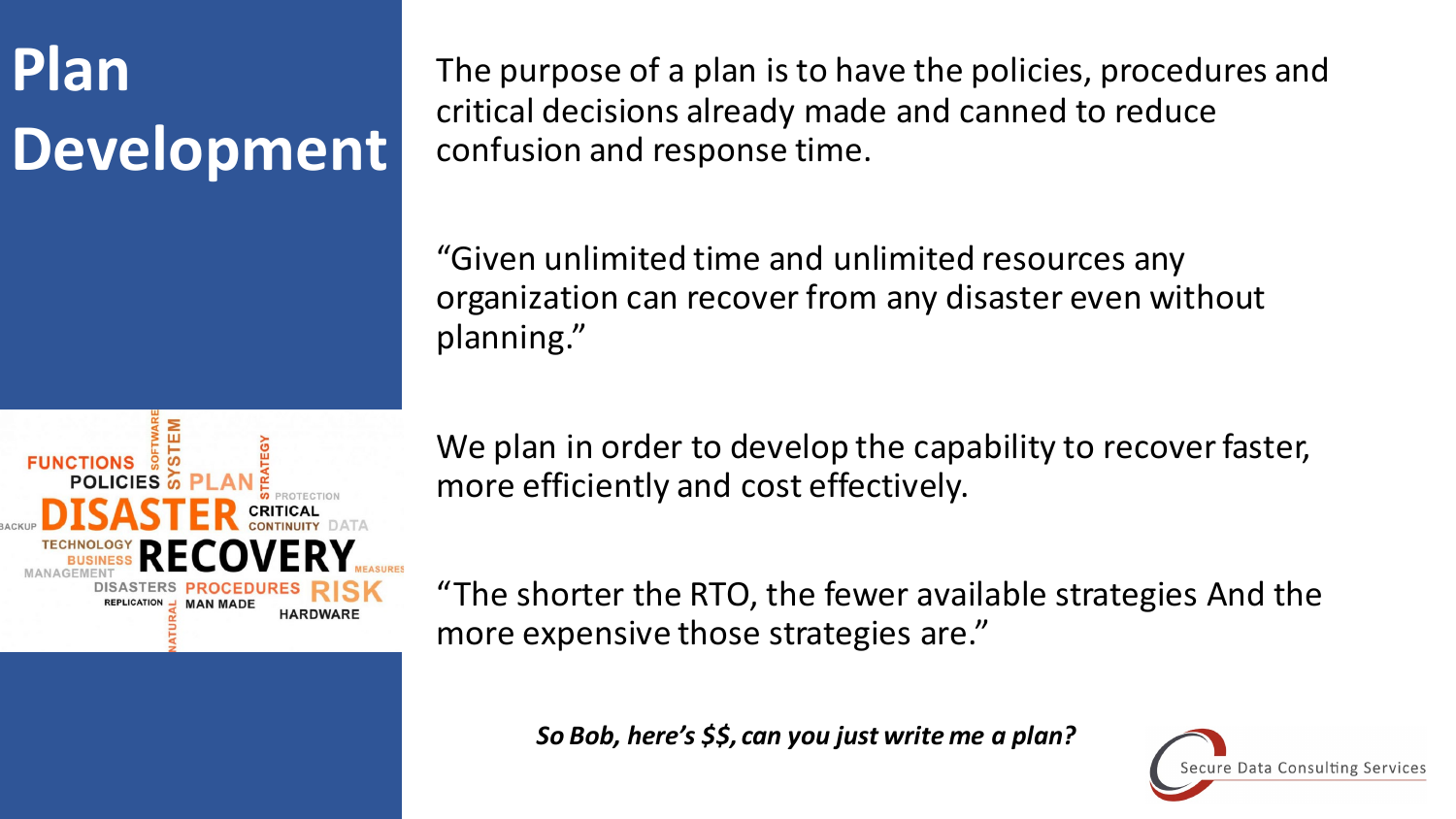# Plan Development

The purpose of a plan is to have the policies, procedures and critical decisions already made and canned to reduce confusion and response time.

"Given unlimited time and unlimited resources any organization can recover from any disaster even without planning."

We plan in order to develop the capability to recover faster, more efficiently and cost effectively.

"The shorter the RTO, the fewer available strategies And the more expensive those strategies are."

***So Bob, here's $$, can you just write me a plan?***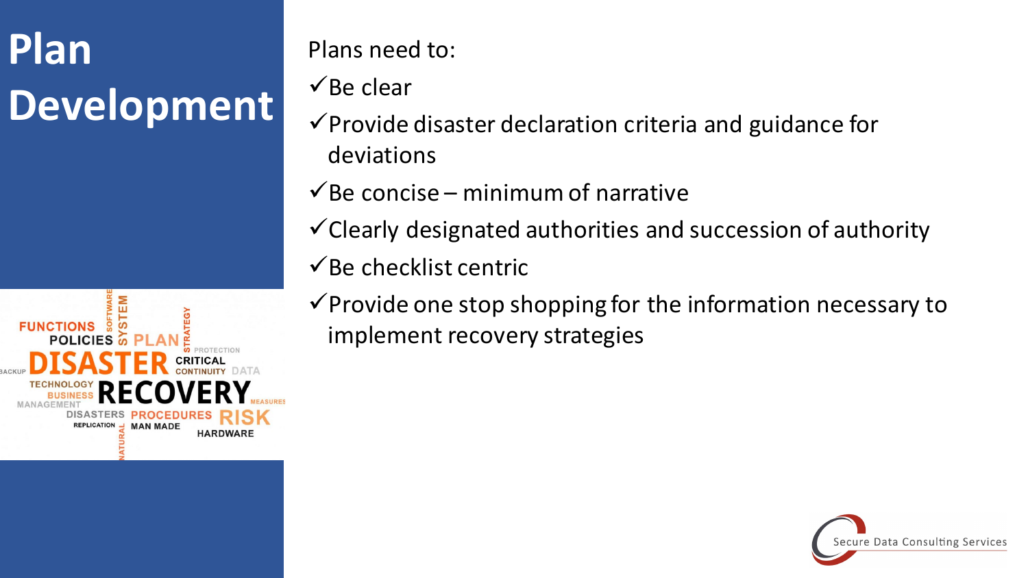# Plan Development

Plans need to:

- ✓ Be clear
- ✓ Provide disaster declaration criteria and guidance for deviations
- ✓ Be concise – minimum of narrative
- ✓ Clearly designated authorities and succession of authority
- ✓ Be checklist centric
- ✓ Provide one stop shopping for the information necessary to implement recovery strategies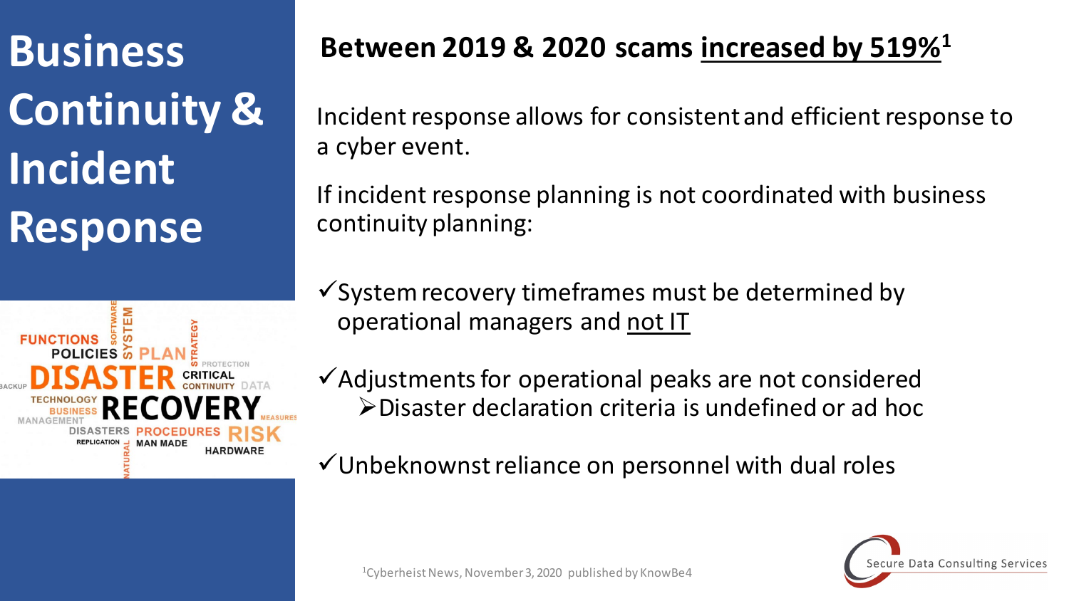# Business Continuity & Incident Response

## Between 2019 & 2020 scams increased by 519%[1]

Incident response allows for consistent and efficient response to a cyber event.

If incident response planning is not coordinated with business continuity planning:

- ✓ System recovery timeframes must be determined by operational managers and not IT
- ✓ Adjustments for operational peaks are not considered
  - ➢ Disaster declaration criteria is undefined or ad hoc
- ✓ Unbeknownst reliance on personnel with dual roles

[1] Cyberheist News, November 3, 2020 published by KnowBe4

Secure Data Consulting Services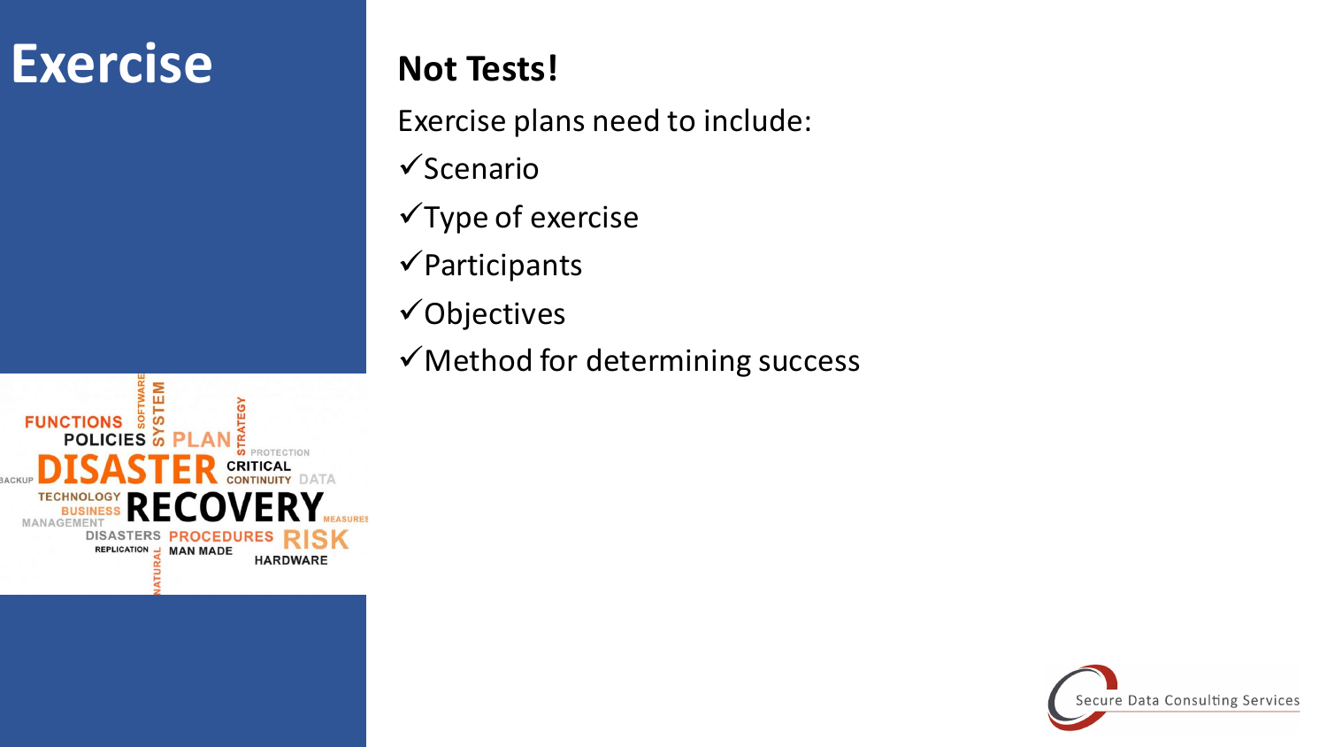# Exercise

## Not Tests!

Exercise plans need to include:

- ✓Scenario
- ✓Type of exercise
- ✓Participants
- ✓Objectives
- ✓Method for determining success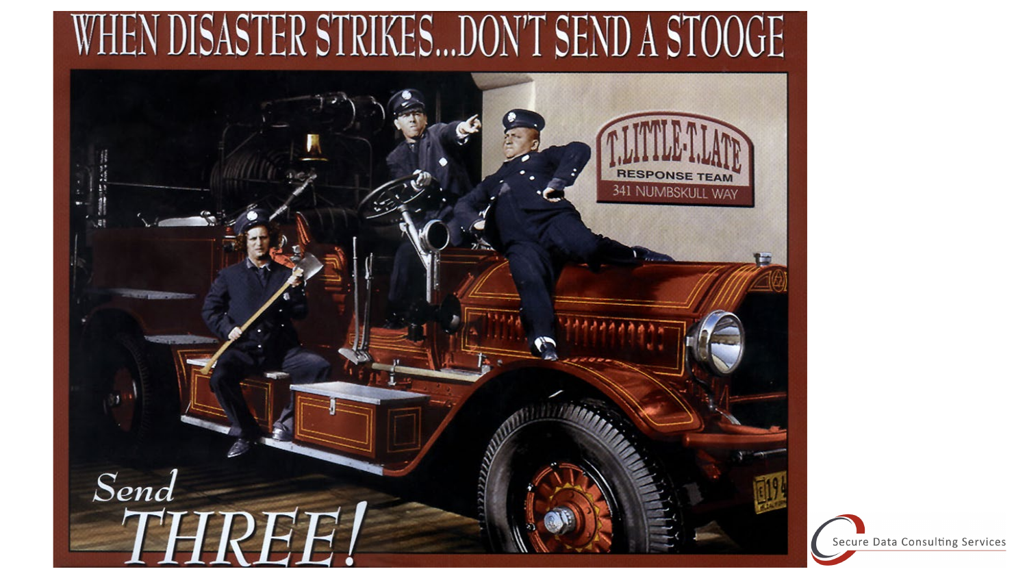# WHEN DISASTER STRIKES...DON'T SEND A STOOGE

T.LITTLE-T.LATE
RESPONSE TEAM
341 NUMBSKULL WAY

*Send THREE!*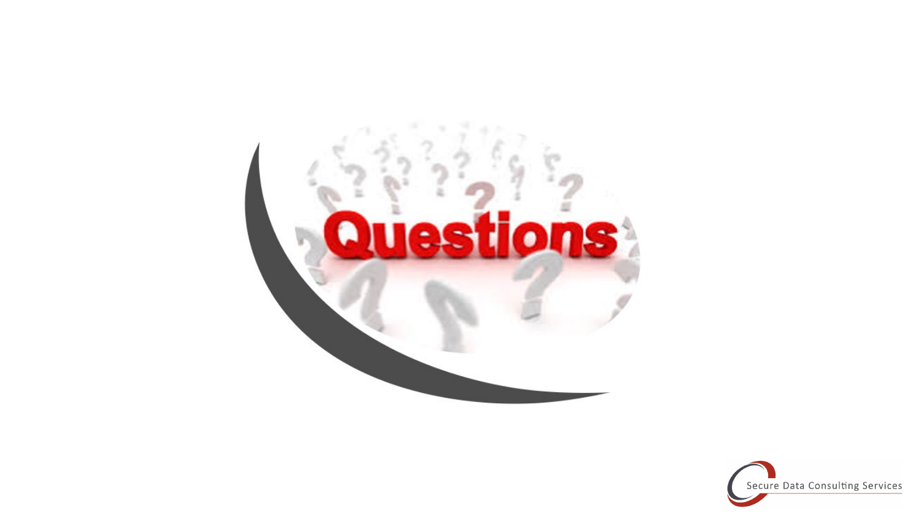# Questions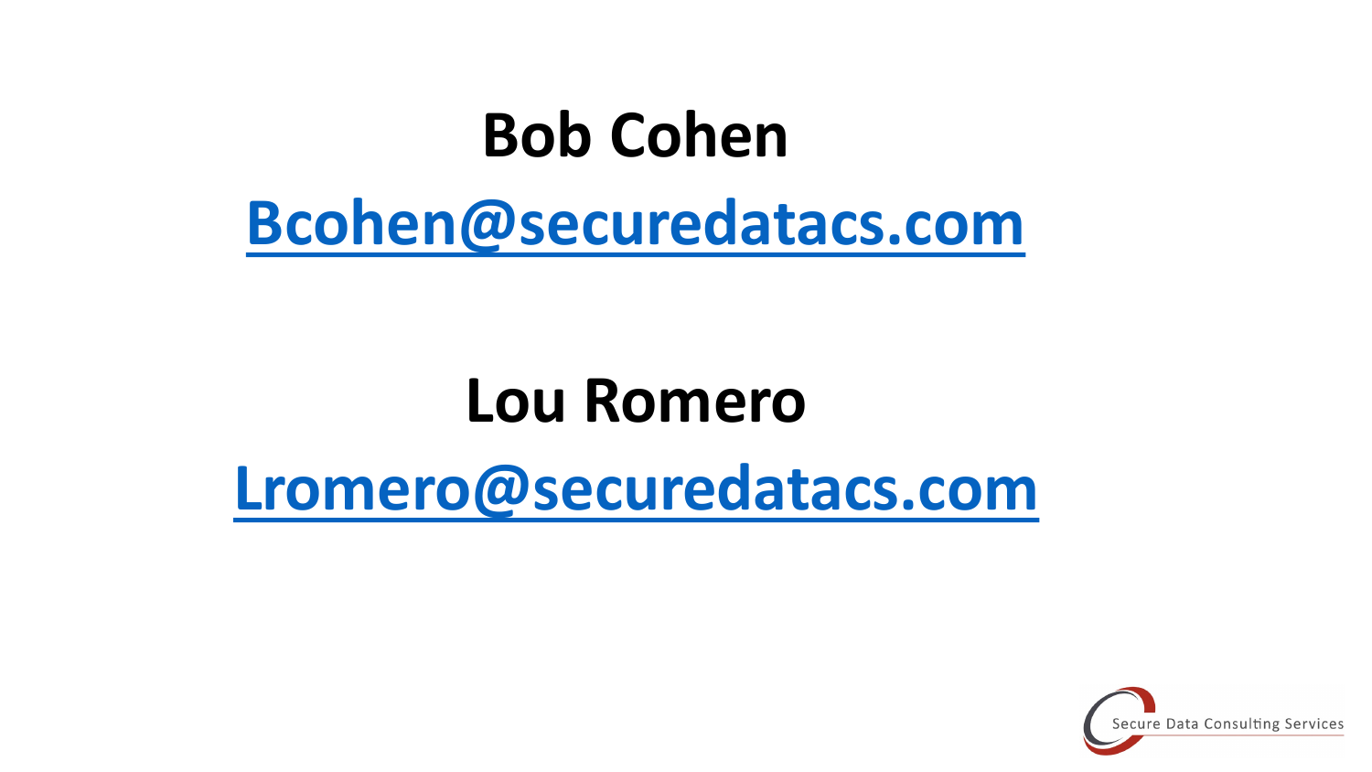**Bob Cohen**

[Bcohen@securedatacs.com](mailto:Bcohen@securedatacs.com)

**Lou Romero**

[Lromero@securedatacs.com](mailto:Lromero@securedatacs.com)

Secure Data Consulting Services